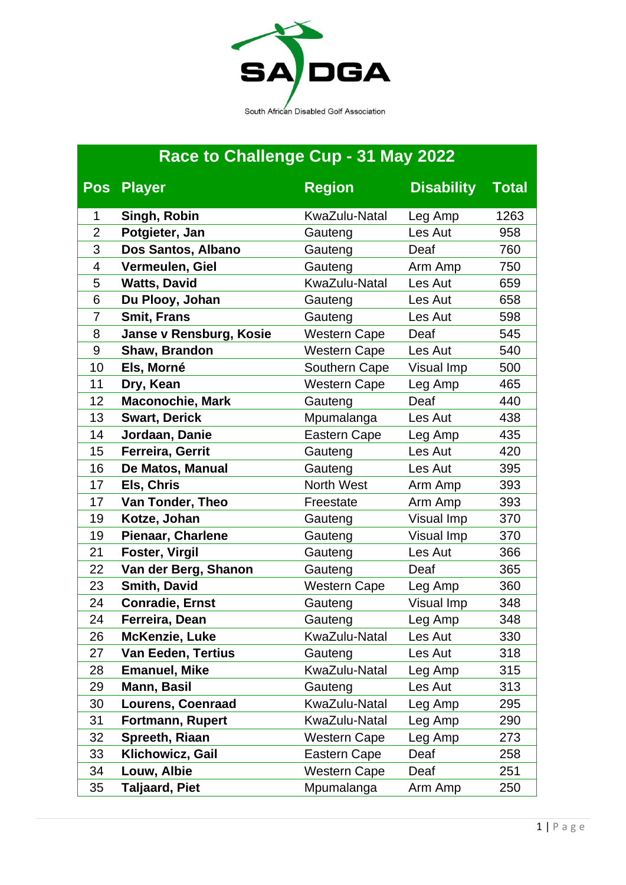SA DGA

South African Disabled Golf Association

# Race to Challenge Cup - 31 May 2022

| Pos | Player | Region | Disability | Total |
|---|---|---|---|---|
| 1 | **Singh, Robin** | KwaZulu-Natal | Leg Amp | 1263 |
| 2 | **Potgieter, Jan** | Gauteng | Les Aut | 958 |
| 3 | **Dos Santos, Albano** | Gauteng | Deaf | 760 |
| 4 | **Vermeulen, Giel** | Gauteng | Arm Amp | 750 |
| 5 | **Watts, David** | KwaZulu-Natal | Les Aut | 659 |
| 6 | **Du Plooy, Johan** | Gauteng | Les Aut | 658 |
| 7 | **Smit, Frans** | Gauteng | Les Aut | 598 |
| 8 | **Janse v Rensburg, Kosie** | Western Cape | Deaf | 545 |
| 9 | **Shaw, Brandon** | Western Cape | Les Aut | 540 |
| 10 | **Els, Morné** | Southern Cape | Visual Imp | 500 |
| 11 | **Dry, Kean** | Western Cape | Leg Amp | 465 |
| 12 | **Maconochie, Mark** | Gauteng | Deaf | 440 |
| 13 | **Swart, Derick** | Mpumalanga | Les Aut | 438 |
| 14 | **Jordaan, Danie** | Eastern Cape | Leg Amp | 435 |
| 15 | **Ferreira, Gerrit** | Gauteng | Les Aut | 420 |
| 16 | **De Matos, Manual** | Gauteng | Les Aut | 395 |
| 17 | **Els, Chris** | North West | Arm Amp | 393 |
| 17 | **Van Tonder, Theo** | Freestate | Arm Amp | 393 |
| 19 | **Kotze, Johan** | Gauteng | Visual Imp | 370 |
| 19 | **Pienaar, Charlene** | Gauteng | Visual Imp | 370 |
| 21 | **Foster, Virgil** | Gauteng | Les Aut | 366 |
| 22 | **Van der Berg, Shanon** | Gauteng | Deaf | 365 |
| 23 | **Smith, David** | Western Cape | Leg Amp | 360 |
| 24 | **Conradie, Ernst** | Gauteng | Visual Imp | 348 |
| 24 | **Ferreira, Dean** | Gauteng | Leg Amp | 348 |
| 26 | **McKenzie, Luke** | KwaZulu-Natal | Les Aut | 330 |
| 27 | **Van Eeden, Tertius** | Gauteng | Les Aut | 318 |
| 28 | **Emanuel, Mike** | KwaZulu-Natal | Leg Amp | 315 |
| 29 | **Mann, Basil** | Gauteng | Les Aut | 313 |
| 30 | **Lourens, Coenraad** | KwaZulu-Natal | Leg Amp | 295 |
| 31 | **Fortmann, Rupert** | KwaZulu-Natal | Leg Amp | 290 |
| 32 | **Spreeth, Riaan** | Western Cape | Leg Amp | 273 |
| 33 | **Klichowicz, Gail** | Eastern Cape | Deaf | 258 |
| 34 | **Louw, Albie** | Western Cape | Deaf | 251 |
| 35 | **Taljaard, Piet** | Mpumalanga | Arm Amp | 250 |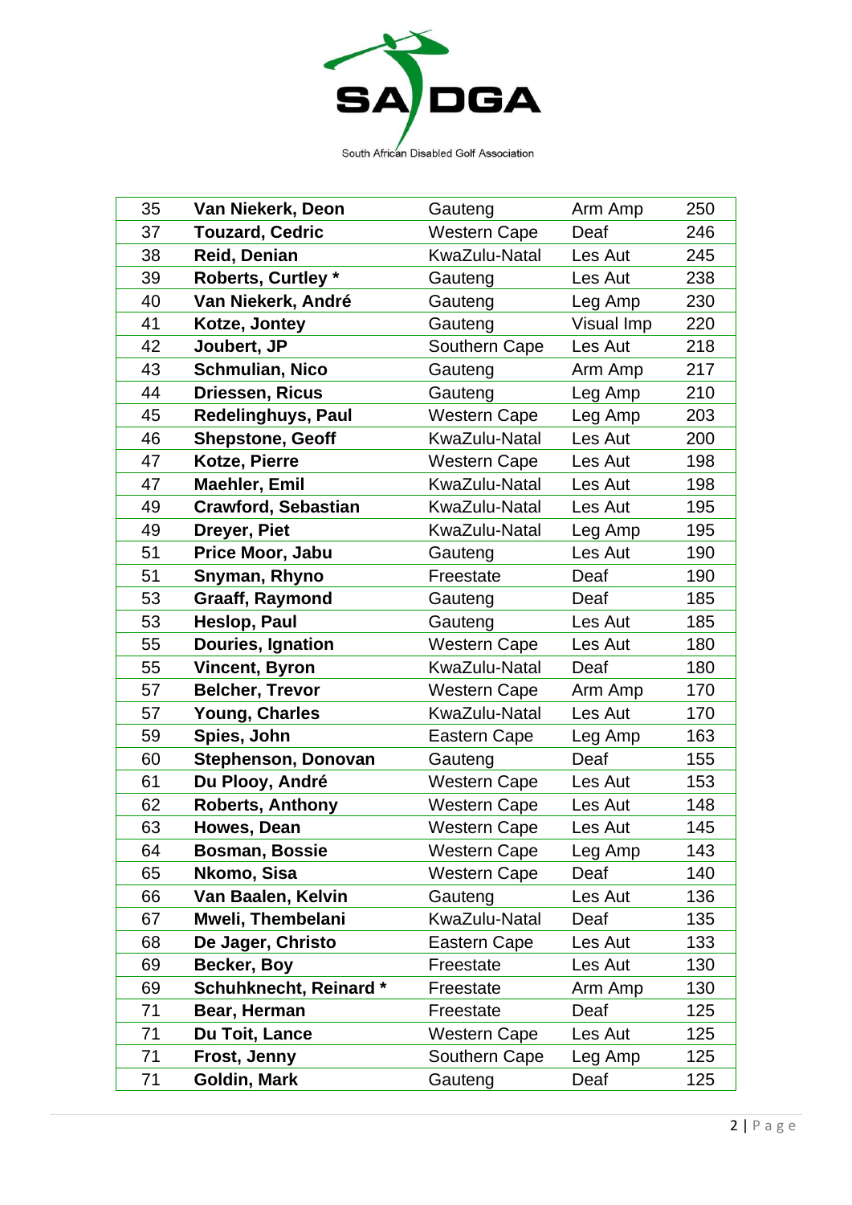**SADGA**

South African Disabled Golf Association

| 35 | **Van Niekerk, Deon** | Gauteng | Arm Amp | 250 |
|---|---|---|---|---|
| 37 | **Touzard, Cedric** | Western Cape | Deaf | 246 |
| 38 | **Reid, Denian** | KwaZulu-Natal | Les Aut | 245 |
| 39 | **Roberts, Curtley *** | Gauteng | Les Aut | 238 |
| 40 | **Van Niekerk, André** | Gauteng | Leg Amp | 230 |
| 41 | **Kotze, Jontey** | Gauteng | Visual Imp | 220 |
| 42 | **Joubert, JP** | Southern Cape | Les Aut | 218 |
| 43 | **Schmulian, Nico** | Gauteng | Arm Amp | 217 |
| 44 | **Driessen, Ricus** | Gauteng | Leg Amp | 210 |
| 45 | **Redelinghuys, Paul** | Western Cape | Leg Amp | 203 |
| 46 | **Shepstone, Geoff** | KwaZulu-Natal | Les Aut | 200 |
| 47 | **Kotze, Pierre** | Western Cape | Les Aut | 198 |
| 47 | **Maehler, Emil** | KwaZulu-Natal | Les Aut | 198 |
| 49 | **Crawford, Sebastian** | KwaZulu-Natal | Les Aut | 195 |
| 49 | **Dreyer, Piet** | KwaZulu-Natal | Leg Amp | 195 |
| 51 | **Price Moor, Jabu** | Gauteng | Les Aut | 190 |
| 51 | **Snyman, Rhyno** | Freestate | Deaf | 190 |
| 53 | **Graaff, Raymond** | Gauteng | Deaf | 185 |
| 53 | **Heslop, Paul** | Gauteng | Les Aut | 185 |
| 55 | **Douries, Ignation** | Western Cape | Les Aut | 180 |
| 55 | **Vincent, Byron** | KwaZulu-Natal | Deaf | 180 |
| 57 | **Belcher, Trevor** | Western Cape | Arm Amp | 170 |
| 57 | **Young, Charles** | KwaZulu-Natal | Les Aut | 170 |
| 59 | **Spies, John** | Eastern Cape | Leg Amp | 163 |
| 60 | **Stephenson, Donovan** | Gauteng | Deaf | 155 |
| 61 | **Du Plooy, André** | Western Cape | Les Aut | 153 |
| 62 | **Roberts, Anthony** | Western Cape | Les Aut | 148 |
| 63 | **Howes, Dean** | Western Cape | Les Aut | 145 |
| 64 | **Bosman, Bossie** | Western Cape | Leg Amp | 143 |
| 65 | **Nkomo, Sisa** | Western Cape | Deaf | 140 |
| 66 | **Van Baalen, Kelvin** | Gauteng | Les Aut | 136 |
| 67 | **Mweli, Thembelani** | KwaZulu-Natal | Deaf | 135 |
| 68 | **De Jager, Christo** | Eastern Cape | Les Aut | 133 |
| 69 | **Becker, Boy** | Freestate | Les Aut | 130 |
| 69 | **Schuhknecht, Reinard *** | Freestate | Arm Amp | 130 |
| 71 | **Bear, Herman** | Freestate | Deaf | 125 |
| 71 | **Du Toit, Lance** | Western Cape | Les Aut | 125 |
| 71 | **Frost, Jenny** | Southern Cape | Leg Amp | 125 |
| 71 | **Goldin, Mark** | Gauteng | Deaf | 125 |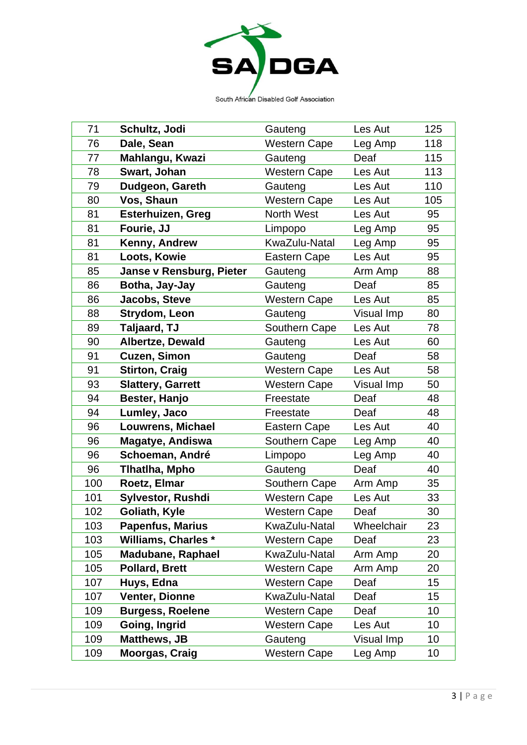SADGA

South African Disabled Golf Association

| | | | | |
|---|---|---|---|---|
| 71 | **Schultz, Jodi** | Gauteng | Les Aut | 125 |
| 76 | **Dale, Sean** | Western Cape | Leg Amp | 118 |
| 77 | **Mahlangu, Kwazi** | Gauteng | Deaf | 115 |
| 78 | **Swart, Johan** | Western Cape | Les Aut | 113 |
| 79 | **Dudgeon, Gareth** | Gauteng | Les Aut | 110 |
| 80 | **Vos, Shaun** | Western Cape | Les Aut | 105 |
| 81 | **Esterhuizen, Greg** | North West | Les Aut | 95 |
| 81 | **Fourie, JJ** | Limpopo | Leg Amp | 95 |
| 81 | **Kenny, Andrew** | KwaZulu-Natal | Leg Amp | 95 |
| 81 | **Loots, Kowie** | Eastern Cape | Les Aut | 95 |
| 85 | **Janse v Rensburg, Pieter** | Gauteng | Arm Amp | 88 |
| 86 | **Botha, Jay-Jay** | Gauteng | Deaf | 85 |
| 86 | **Jacobs, Steve** | Western Cape | Les Aut | 85 |
| 88 | **Strydom, Leon** | Gauteng | Visual Imp | 80 |
| 89 | **Taljaard, TJ** | Southern Cape | Les Aut | 78 |
| 90 | **Albertze, Dewald** | Gauteng | Les Aut | 60 |
| 91 | **Cuzen, Simon** | Gauteng | Deaf | 58 |
| 91 | **Stirton, Craig** | Western Cape | Les Aut | 58 |
| 93 | **Slattery, Garrett** | Western Cape | Visual Imp | 50 |
| 94 | **Bester, Hanjo** | Freestate | Deaf | 48 |
| 94 | **Lumley, Jaco** | Freestate | Deaf | 48 |
| 96 | **Louwrens, Michael** | Eastern Cape | Les Aut | 40 |
| 96 | **Magatye, Andiswa** | Southern Cape | Leg Amp | 40 |
| 96 | **Schoeman, André** | Limpopo | Leg Amp | 40 |
| 96 | **Tlhatlha, Mpho** | Gauteng | Deaf | 40 |
| 100 | **Roetz, Elmar** | Southern Cape | Arm Amp | 35 |
| 101 | **Sylvestor, Rushdi** | Western Cape | Les Aut | 33 |
| 102 | **Goliath, Kyle** | Western Cape | Deaf | 30 |
| 103 | **Papenfus, Marius** | KwaZulu-Natal | Wheelchair | 23 |
| 103 | **Williams, Charles *** | Western Cape | Deaf | 23 |
| 105 | **Madubane, Raphael** | KwaZulu-Natal | Arm Amp | 20 |
| 105 | **Pollard, Brett** | Western Cape | Arm Amp | 20 |
| 107 | **Huys, Edna** | Western Cape | Deaf | 15 |
| 107 | **Venter, Dionne** | KwaZulu-Natal | Deaf | 15 |
| 109 | **Burgess, Roelene** | Western Cape | Deaf | 10 |
| 109 | **Going, Ingrid** | Western Cape | Les Aut | 10 |
| 109 | **Matthews, JB** | Gauteng | Visual Imp | 10 |
| 109 | **Moorgas, Craig** | Western Cape | Leg Amp | 10 |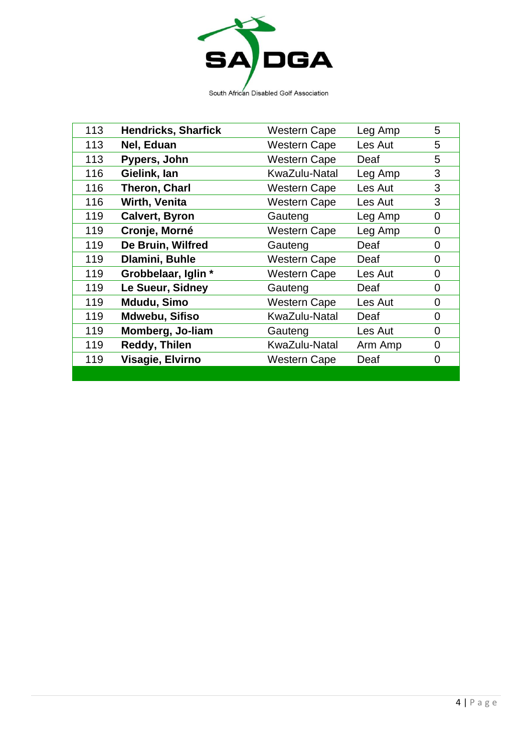SA DGA

South African Disabled Golf Association

| | | | | |
|---|---|---|---|---|
| 113 | **Hendricks, Sharfick** | Western Cape | Leg Amp | 5 |
| 113 | **Nel, Eduan** | Western Cape | Les Aut | 5 |
| 113 | **Pypers, John** | Western Cape | Deaf | 5 |
| 116 | **Gielink, Ian** | KwaZulu-Natal | Leg Amp | 3 |
| 116 | **Theron, Charl** | Western Cape | Les Aut | 3 |
| 116 | **Wirth, Venita** | Western Cape | Les Aut | 3 |
| 119 | **Calvert, Byron** | Gauteng | Leg Amp | 0 |
| 119 | **Cronje, Morné** | Western Cape | Leg Amp | 0 |
| 119 | **De Bruin, Wilfred** | Gauteng | Deaf | 0 |
| 119 | **Dlamini, Buhle** | Western Cape | Deaf | 0 |
| 119 | **Grobbelaar, Iglin *** | Western Cape | Les Aut | 0 |
| 119 | **Le Sueur, Sidney** | Gauteng | Deaf | 0 |
| 119 | **Mdudu, Simo** | Western Cape | Les Aut | 0 |
| 119 | **Mdwebu, Sifiso** | KwaZulu-Natal | Deaf | 0 |
| 119 | **Momberg, Jo-liam** | Gauteng | Les Aut | 0 |
| 119 | **Reddy, Thilen** | KwaZulu-Natal | Arm Amp | 0 |
| 119 | **Visagie, Elvirno** | Western Cape | Deaf | 0 |